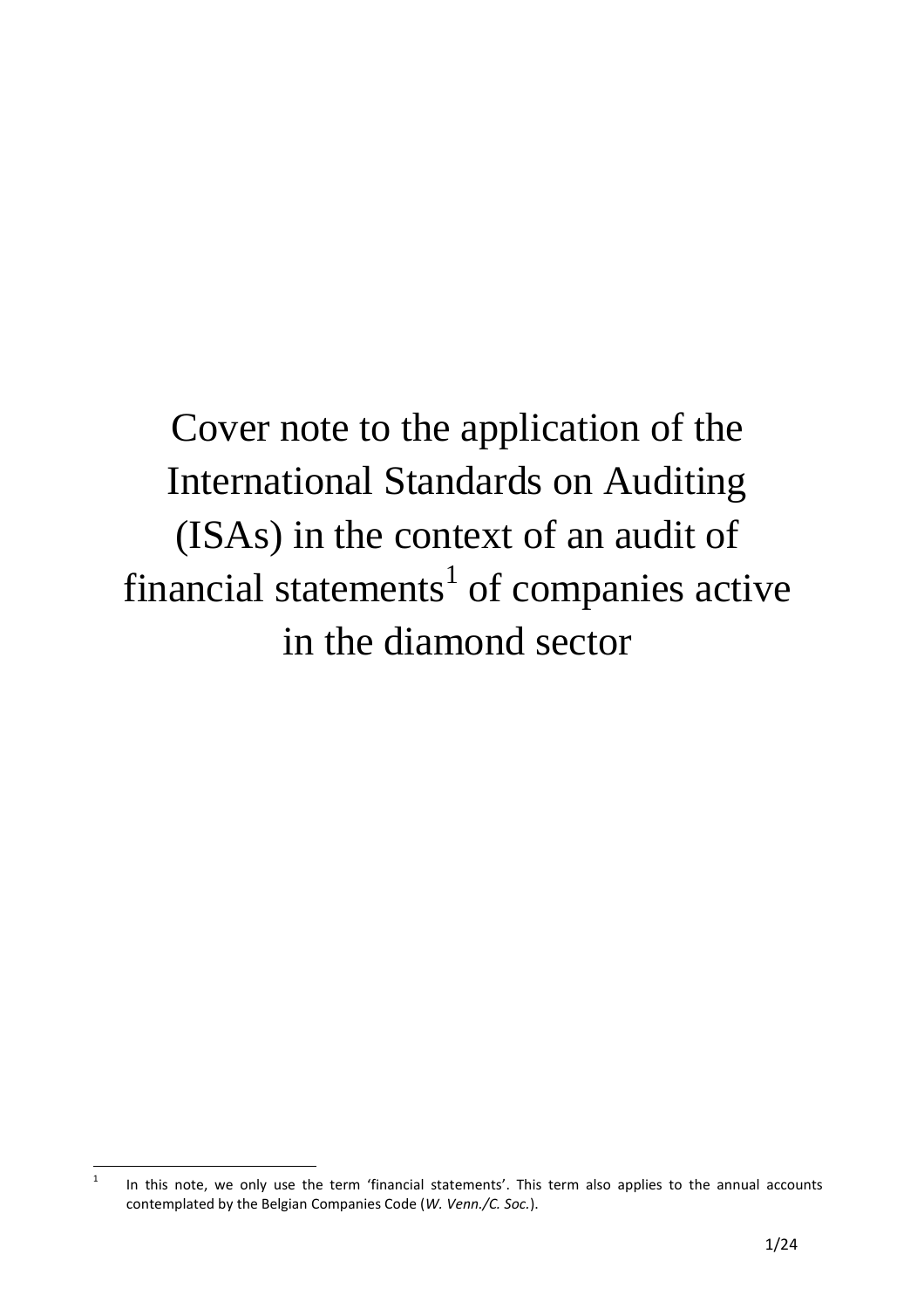# Cover note to the application of the International Standards on Auditing (ISAs) in the context of an audit of financial statements[1] of companies active in the diamond sector

[1] In this note, we only use the term 'financial statements'. This term also applies to the annual accounts contemplated by the Belgian Companies Code (*W. Venn./C. Soc.*).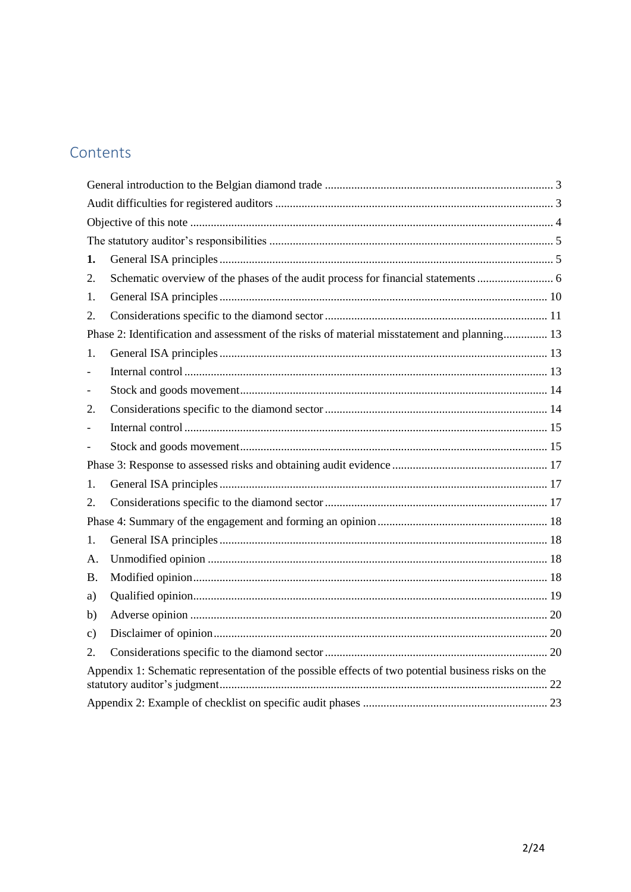## Contents

General introduction to the Belgian diamond trade ..... 3

Audit difficulties for registered auditors ..... 3

Objective of this note ..... 4

The statutory auditor's responsibilities ..... 5

**1.** General ISA principles ..... 5

2. Schematic overview of the phases of the audit process for financial statements ..... 6

1. General ISA principles ..... 10

2. Considerations specific to the diamond sector ..... 11

Phase 2: Identification and assessment of the risks of material misstatement and planning ..... 13

1. General ISA principles ..... 13

- Internal control ..... 13
- Stock and goods movement ..... 14

2. Considerations specific to the diamond sector ..... 14

- Internal control ..... 15
- Stock and goods movement ..... 15

Phase 3: Response to assessed risks and obtaining audit evidence ..... 17

1. General ISA principles ..... 17

2. Considerations specific to the diamond sector ..... 17

Phase 4: Summary of the engagement and forming an opinion ..... 18

1. General ISA principles ..... 18

A. Unmodified opinion ..... 18

B. Modified opinion ..... 18

a) Qualified opinion ..... 19

b) Adverse opinion ..... 20

c) Disclaimer of opinion ..... 20

2. Considerations specific to the diamond sector ..... 20

Appendix 1: Schematic representation of the possible effects of two potential business risks on the statutory auditor's judgment ..... 22

Appendix 2: Example of checklist on specific audit phases ..... 23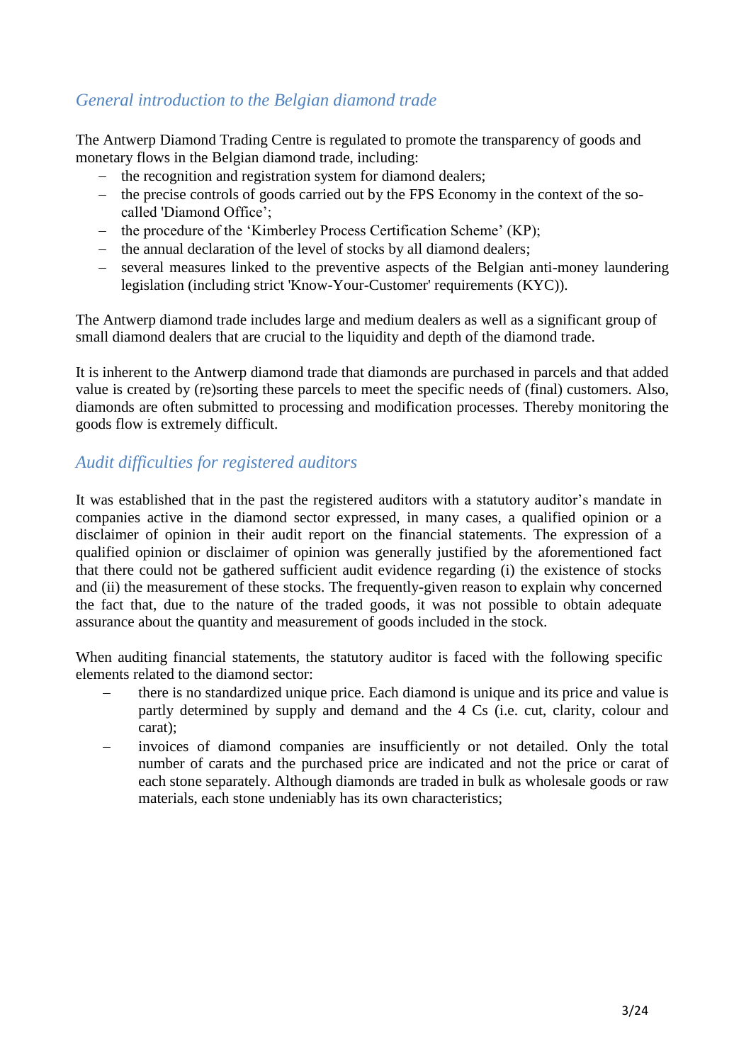## *General introduction to the Belgian diamond trade*

The Antwerp Diamond Trading Centre is regulated to promote the transparency of goods and monetary flows in the Belgian diamond trade, including:

- the recognition and registration system for diamond dealers;
- the precise controls of goods carried out by the FPS Economy in the context of the so-called 'Diamond Office';
- the procedure of the 'Kimberley Process Certification Scheme' (KP);
- the annual declaration of the level of stocks by all diamond dealers;
- several measures linked to the preventive aspects of the Belgian anti-money laundering legislation (including strict 'Know-Your-Customer' requirements (KYC)).

The Antwerp diamond trade includes large and medium dealers as well as a significant group of small diamond dealers that are crucial to the liquidity and depth of the diamond trade.

It is inherent to the Antwerp diamond trade that diamonds are purchased in parcels and that added value is created by (re)sorting these parcels to meet the specific needs of (final) customers. Also, diamonds are often submitted to processing and modification processes. Thereby monitoring the goods flow is extremely difficult.

## *Audit difficulties for registered auditors*

It was established that in the past the registered auditors with a statutory auditor's mandate in companies active in the diamond sector expressed, in many cases, a qualified opinion or a disclaimer of opinion in their audit report on the financial statements. The expression of a qualified opinion or disclaimer of opinion was generally justified by the aforementioned fact that there could not be gathered sufficient audit evidence regarding (i) the existence of stocks and (ii) the measurement of these stocks. The frequently-given reason to explain why concerned the fact that, due to the nature of the traded goods, it was not possible to obtain adequate assurance about the quantity and measurement of goods included in the stock.

When auditing financial statements, the statutory auditor is faced with the following specific elements related to the diamond sector:

- there is no standardized unique price. Each diamond is unique and its price and value is partly determined by supply and demand and the 4 Cs (i.e. cut, clarity, colour and carat);
- invoices of diamond companies are insufficiently or not detailed. Only the total number of carats and the purchased price are indicated and not the price or carat of each stone separately. Although diamonds are traded in bulk as wholesale goods or raw materials, each stone undeniably has its own characteristics;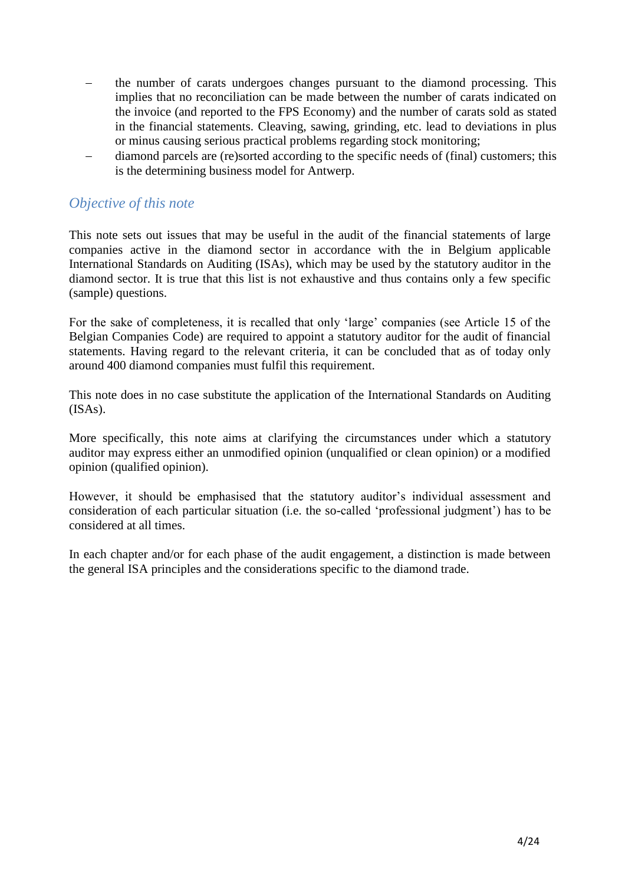- the number of carats undergoes changes pursuant to the diamond processing. This implies that no reconciliation can be made between the number of carats indicated on the invoice (and reported to the FPS Economy) and the number of carats sold as stated in the financial statements. Cleaving, sawing, grinding, etc. lead to deviations in plus or minus causing serious practical problems regarding stock monitoring;
- diamond parcels are (re)sorted according to the specific needs of (final) customers; this is the determining business model for Antwerp.

## *Objective of this note*

This note sets out issues that may be useful in the audit of the financial statements of large companies active in the diamond sector in accordance with the in Belgium applicable International Standards on Auditing (ISAs), which may be used by the statutory auditor in the diamond sector. It is true that this list is not exhaustive and thus contains only a few specific (sample) questions.

For the sake of completeness, it is recalled that only 'large' companies (see Article 15 of the Belgian Companies Code) are required to appoint a statutory auditor for the audit of financial statements. Having regard to the relevant criteria, it can be concluded that as of today only around 400 diamond companies must fulfil this requirement.

This note does in no case substitute the application of the International Standards on Auditing (ISAs).

More specifically, this note aims at clarifying the circumstances under which a statutory auditor may express either an unmodified opinion (unqualified or clean opinion) or a modified opinion (qualified opinion).

However, it should be emphasised that the statutory auditor's individual assessment and consideration of each particular situation (i.e. the so-called 'professional judgment') has to be considered at all times.

In each chapter and/or for each phase of the audit engagement, a distinction is made between the general ISA principles and the considerations specific to the diamond trade.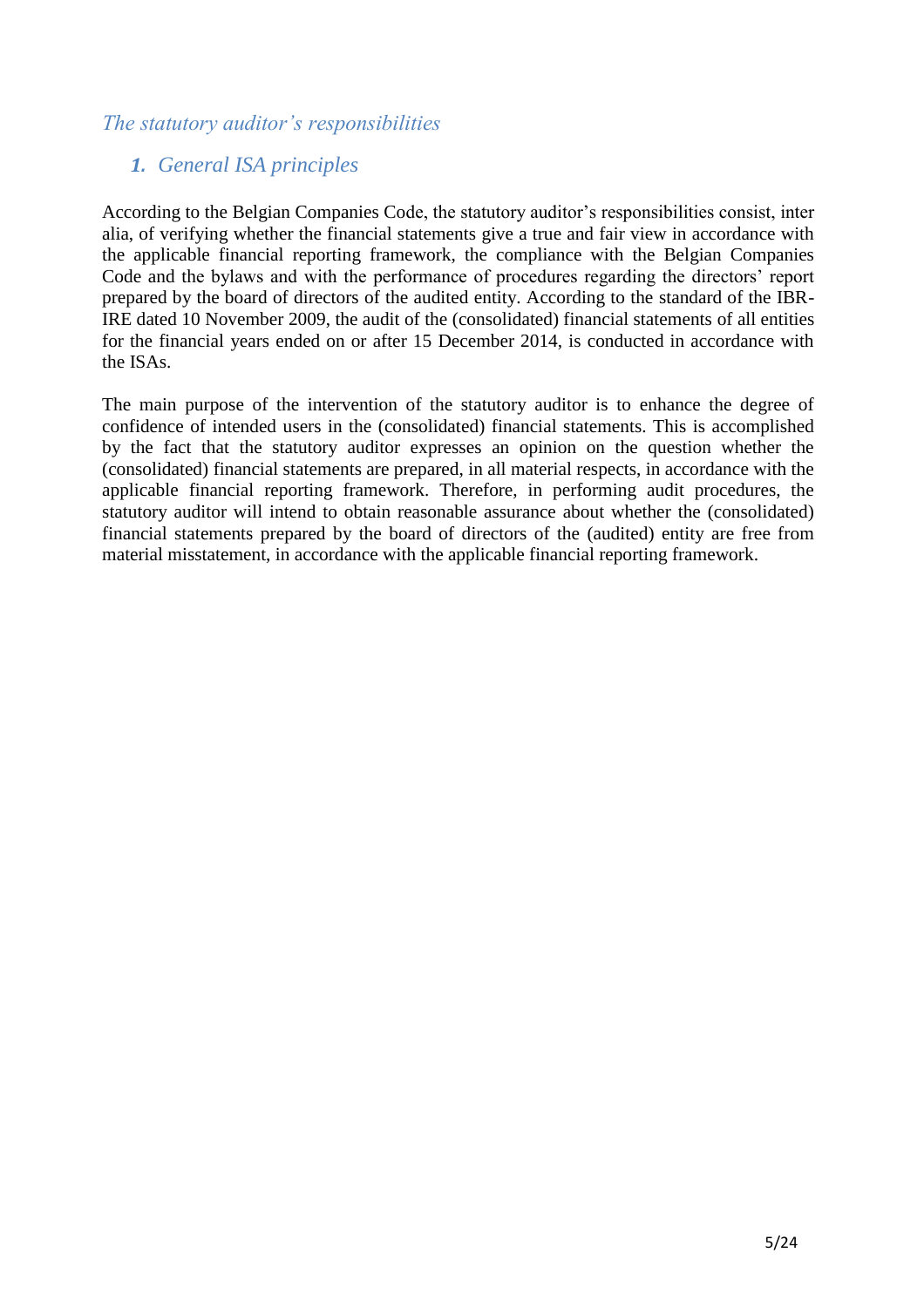## *The statutory auditor's responsibilities*

### *1. General ISA principles*

According to the Belgian Companies Code, the statutory auditor's responsibilities consist, inter alia, of verifying whether the financial statements give a true and fair view in accordance with the applicable financial reporting framework, the compliance with the Belgian Companies Code and the bylaws and with the performance of procedures regarding the directors' report prepared by the board of directors of the audited entity. According to the standard of the IBR-IRE dated 10 November 2009, the audit of the (consolidated) financial statements of all entities for the financial years ended on or after 15 December 2014, is conducted in accordance with the ISAs.

The main purpose of the intervention of the statutory auditor is to enhance the degree of confidence of intended users in the (consolidated) financial statements. This is accomplished by the fact that the statutory auditor expresses an opinion on the question whether the (consolidated) financial statements are prepared, in all material respects, in accordance with the applicable financial reporting framework. Therefore, in performing audit procedures, the statutory auditor will intend to obtain reasonable assurance about whether the (consolidated) financial statements prepared by the board of directors of the (audited) entity are free from material misstatement, in accordance with the applicable financial reporting framework.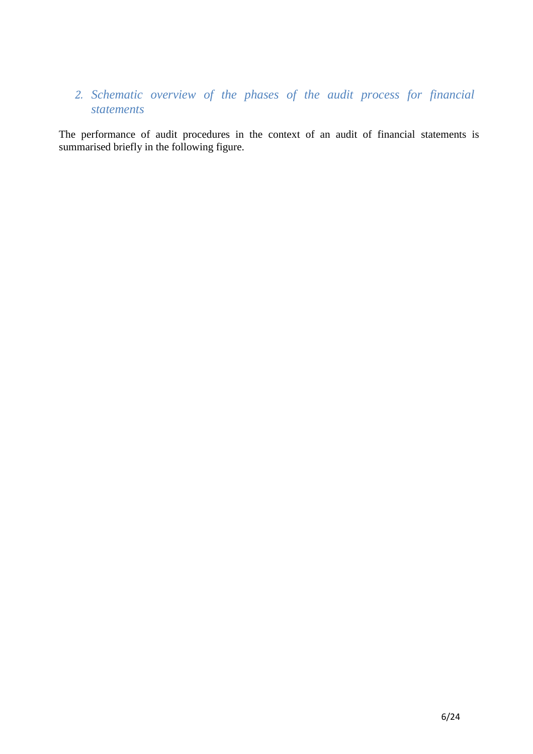## 2. Schematic overview of the phases of the audit process for financial statements

The performance of audit procedures in the context of an audit of financial statements is summarised briefly in the following figure.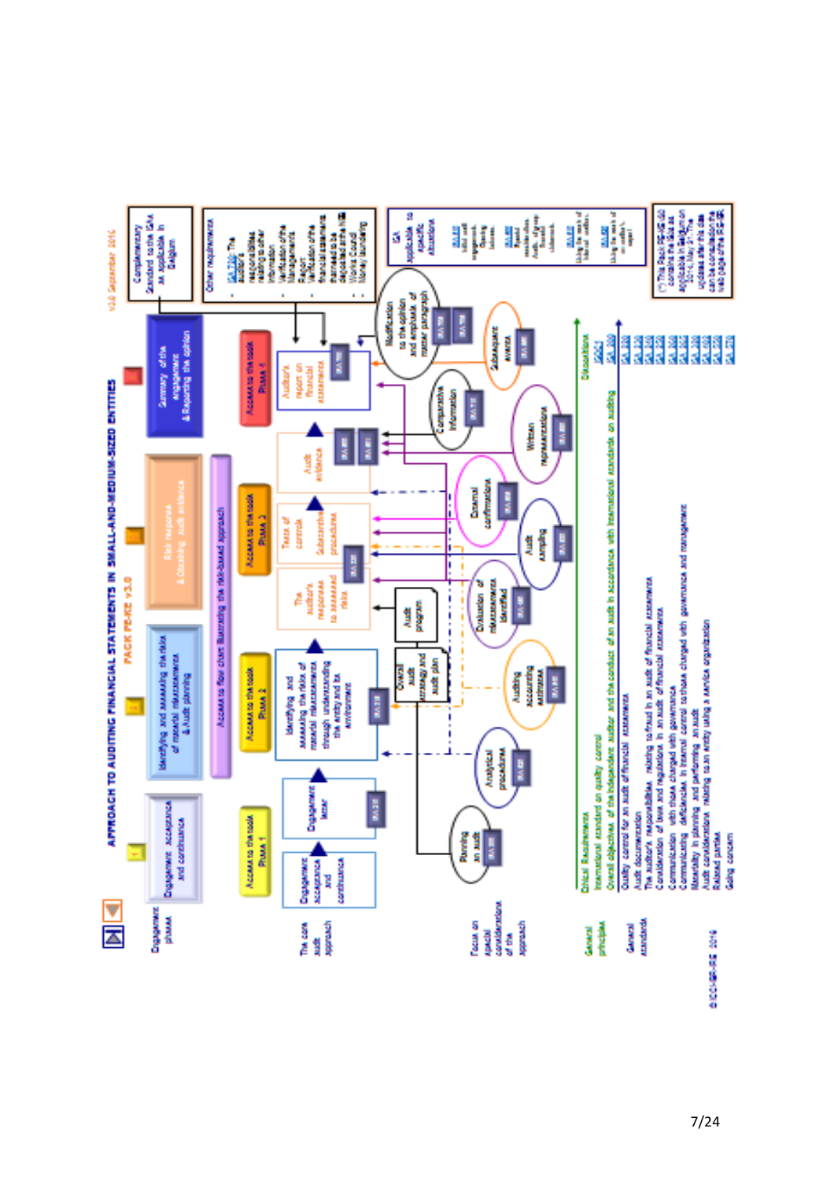# APPROACH TO AUDITING FINANCIAL STATEMENTS IN SMALL-AND-MEDIUM-SIZED ENTITIES

PACK PE-KE v3.0

v3.0 September 2010

Access to flow chart illustrating the risk-based approach

**Engagement phases**

1. Engagement acceptance and continuance
2. Identifying and assessing the risks of material misstatements & Audit planning
3. Risk response & Obtaining audit evidence
4. Summary of the engagement & Reporting the opinion

Access to the tools Phase 1 — Access to the tools Phase 2 — Access to the tools Phase 3 — Access to the tools Phase 4

**The core audit approach**

- Engagement acceptance and continuance
- Engagement letter (ISA 210)
- Identifying and assessing the risks of material misstatements through understanding the entity and its environment (ISA 315)
- Overall audit strategy and audit plan
- Audit program
- The auditor's responses to assessed risks (ISA 330)
- Tests of controls
- Substantive procedures
- Audit evidence (ISA 500, ISA 501)
- Auditor's report on financial statements (ISA 700)

**Focus on special considerations of the approach**

- Planning an audit (ISA 300)
- Analytical procedures (ISA 520)
- Auditing accounting estimates (ISA 540)
- Evaluation of misstatements identified (ISA 450)
- Audit sampling (ISA 530)
- External confirmations (ISA 505)
- Written representations (ISA 580)
- Comparative information (ISA 710)
- Subsequent events (ISA 560)
- Modification to the opinion and emphasis of matter paragraph (ISA 705, ISA 706)

**General principles**

- Ethical Requirements
- International standard on quality control (ISQC1)
- Overall objectives of the independent auditor and the conduct of an audit in accordance with International standards on auditing (ISA 200)

**General standards**

- Quality control for an audit of financial statements (ISA 220)
- Audit documentation (ISA 230)
- The auditor's responsibilities relating to fraud in an audit of financial statements (ISA 240)
- Consideration of laws and regulations in an audit of financial statements (ISA 250)
- Communication with those charged with governance (ISA 260)
- Communicating deficiencies in internal control to those charged with governance and management (ISA 265)
- Materiality in planning and performing an audit (ISA 320)
- Audit considerations relating to an entity using a service organization (ISA 402)
- Related parties (ISA 550)
- Going concern (ISA 570)

Dispositions

**Complementary Standard to the ISAs as applicable in Belgium**

**Other requirements**

- ISA 720: The auditor's responsibilities relating to other information
- Verification of the Management Report
- Verification of the financial statements that need to be deposited at the NBB
- Works Council
- Money laundering

**ISA applicable to specific situations**

- ISA 510 Initial audit engagements - Opening balances
- ISA 600 Special considerations - Audits of group financial statements
- ISA 610 Using the work of internal auditors
- ISA 620 Using the work of an auditor's expert

(\*) This Pack PE-KE v3.0 contains the ISAs as applicable in Belgium on 2014 May 31. The updates after this date can be consulted on the web page of the IBR-IRE

©ICCI-IBR-IRE 2010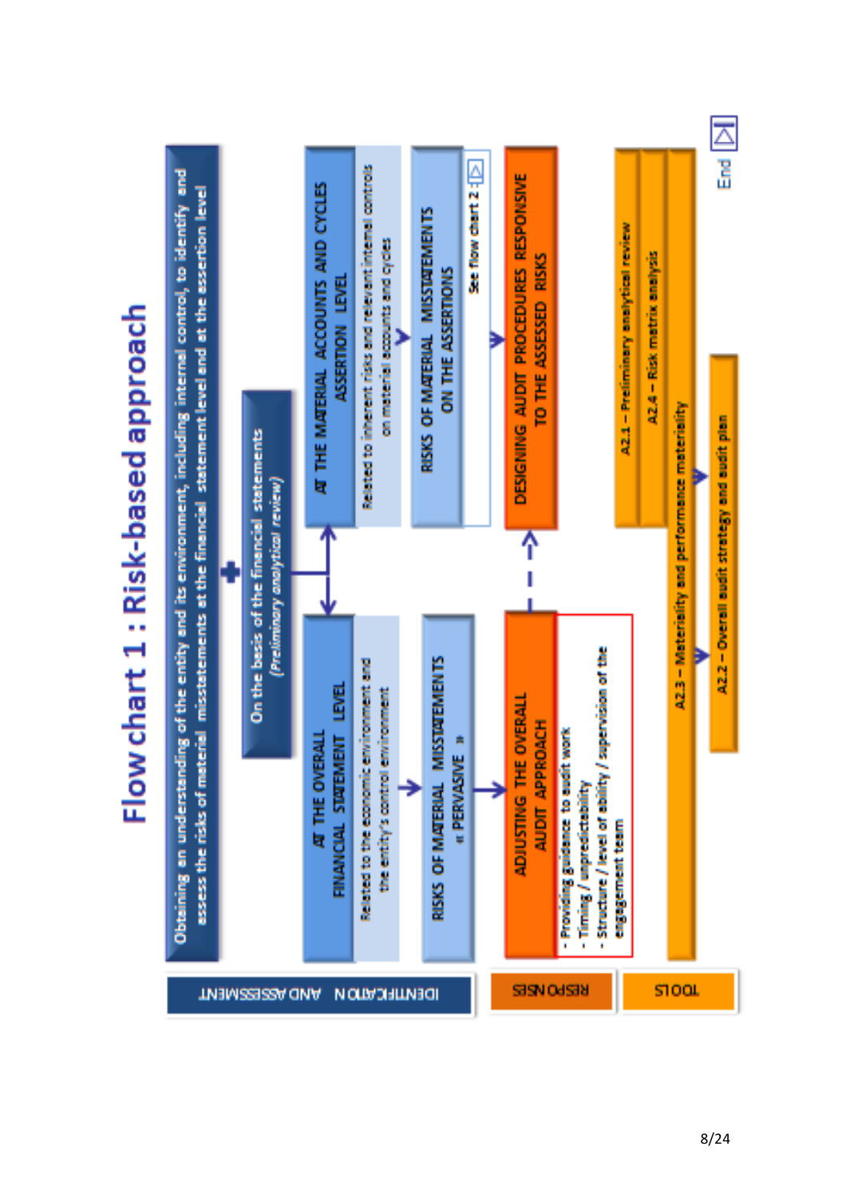# Flow chart 1 : Risk-based approach

**IDENTIFICATION AND ASSESSMENT**

Obtaining an understanding of the entity and its environment, including internal control, to identify and assess the risks of material misstatements at the financial statement level and at the assertion level

On the basis of the financial statements
*(Preliminary analytical review)*

**AT THE OVERALL FINANCIAL STATEMENT LEVEL**

Related to the economic environment and the entity's control environment

→ **RISKS OF MATERIAL MISSTATEMENTS « PERVASIVE »**

**AT THE MATERIAL ACCOUNTS AND CYCLES ASSERTION LEVEL**

Related to inherent risks and relevant internal controls on material accounts and cycles

→ **RISKS OF MATERIAL MISSTATEMENTS ON THE ASSERTIONS**

See flow chart 2

**RESPONSES**

**ADJUSTING THE OVERALL AUDIT APPROACH**

- Providing guidance to audit work
- Timing / unpredictability
- Structure / level of ability / supervision of the engagement team

**DESIGNING AUDIT PROCEDURES RESPONSIVE TO THE ASSESSED RISKS**

**TOOLS**

- A2.1 – Preliminary analytical review
- A2.4 – Risk matrix analysis
- A2.3 – Materiality and performance materiality
- A2.2 – Overall audit strategy and audit plan

End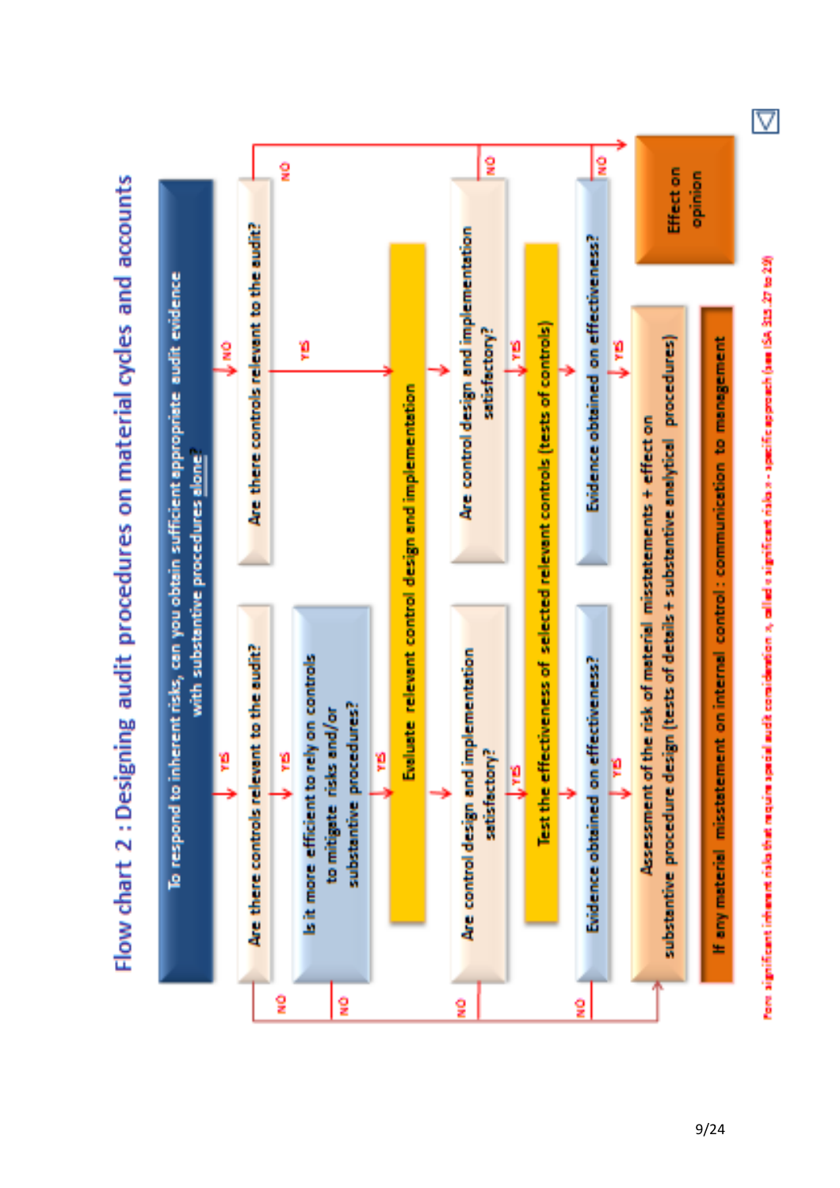# Flow chart 2 : Designing audit procedures on material cycles and accounts

**To respond to inherent risks, can you obtain sufficient appropriate audit evidence with substantive procedures alone?**

- **YES** → Are there controls relevant to the audit?
  - NO → Assessment of the risk of material misstatements + effect on substantive procedure design (tests of details + substantive analytical procedures)
  - YES → Is it more efficient to rely on controls to mitigate risks and/or substantive procedures?
    - NO → Assessment of the risk of material misstatements + effect on substantive procedure design (tests of details + substantive analytical procedures)
    - YES → Evaluate relevent control design and implementation → Are control design and implementation satisfactory?
      - NO → Assessment of the risk of material misstatements + effect on substantive procedure design (tests of details + substantive analytical procedures)
      - YES → Test the effectiveness of selected relevent controls (tests of controls) → Evidence obtained on effectiveness?
        - NO → Assessment of the risk of material misstatements + effect on substantive procedure design (tests of details + substantive analytical procedures)
        - YES → Assessment of the risk of material misstatements + effect on substantive procedure design (tests of details + substantive analytical procedures)

- **NO** → Are there controls relevant to the audit?
  - NO → Effect on opinion
  - YES → Evaluate relevent control design and implementation → Are control design and implementation satisfactory?
    - NO → Effect on opinion
    - YES → Test the effectiveness of selected relevent controls (tests of controls) → Evidence obtained on effectiveness?
      - NO → Effect on opinion
      - YES → Assessment of the risk of material misstatements + effect on substantive procedure design (tests of details + substantive analytical procedures)

If any material misstatement on internal control : communication to management

Rare significant inherent risks that require special audit consideration a, called « significant risks » - specific approach (see ISA 315.27 to 29)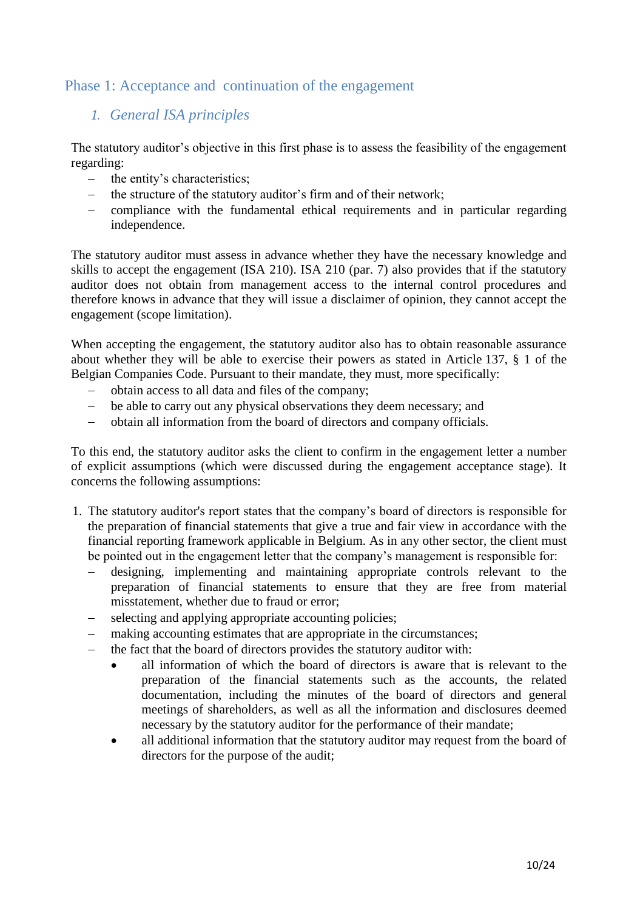## Phase 1: Acceptance and continuation of the engagement

### 1. *General ISA principles*

The statutory auditor's objective in this first phase is to assess the feasibility of the engagement regarding:

- the entity's characteristics;
- the structure of the statutory auditor's firm and of their network;
- compliance with the fundamental ethical requirements and in particular regarding independence.

The statutory auditor must assess in advance whether they have the necessary knowledge and skills to accept the engagement (ISA 210). ISA 210 (par. 7) also provides that if the statutory auditor does not obtain from management access to the internal control procedures and therefore knows in advance that they will issue a disclaimer of opinion, they cannot accept the engagement (scope limitation).

When accepting the engagement, the statutory auditor also has to obtain reasonable assurance about whether they will be able to exercise their powers as stated in Article 137, § 1 of the Belgian Companies Code. Pursuant to their mandate, they must, more specifically:

- obtain access to all data and files of the company;
- be able to carry out any physical observations they deem necessary; and
- obtain all information from the board of directors and company officials.

To this end, the statutory auditor asks the client to confirm in the engagement letter a number of explicit assumptions (which were discussed during the engagement acceptance stage). It concerns the following assumptions:

1. The statutory auditor's report states that the company's board of directors is responsible for the preparation of financial statements that give a true and fair view in accordance with the financial reporting framework applicable in Belgium. As in any other sector, the client must be pointed out in the engagement letter that the company's management is responsible for:
   - designing, implementing and maintaining appropriate controls relevant to the preparation of financial statements to ensure that they are free from material misstatement, whether due to fraud or error;
   - selecting and applying appropriate accounting policies;
   - making accounting estimates that are appropriate in the circumstances;
   - the fact that the board of directors provides the statutory auditor with:
     - all information of which the board of directors is aware that is relevant to the preparation of the financial statements such as the accounts, the related documentation, including the minutes of the board of directors and general meetings of shareholders, as well as all the information and disclosures deemed necessary by the statutory auditor for the performance of their mandate;
     - all additional information that the statutory auditor may request from the board of directors for the purpose of the audit;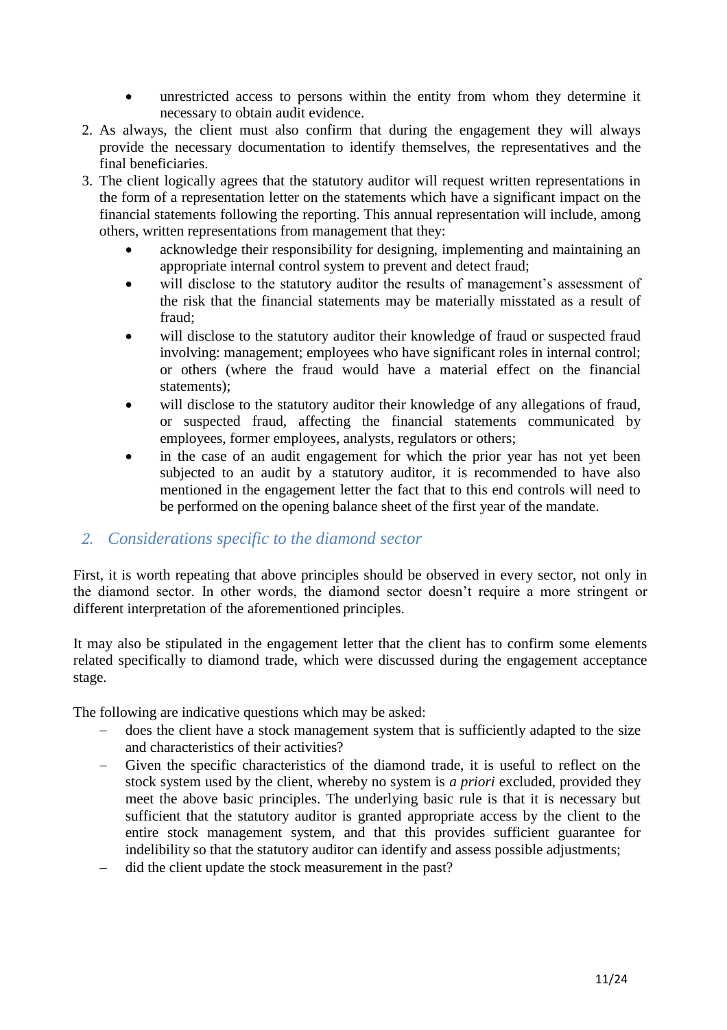- unrestricted access to persons within the entity from whom they determine it necessary to obtain audit evidence.

2. As always, the client must also confirm that during the engagement they will always provide the necessary documentation to identify themselves, the representatives and the final beneficiaries.
3. The client logically agrees that the statutory auditor will request written representations in the form of a representation letter on the statements which have a significant impact on the financial statements following the reporting. This annual representation will include, among others, written representations from management that they:
    - acknowledge their responsibility for designing, implementing and maintaining an appropriate internal control system to prevent and detect fraud;
    - will disclose to the statutory auditor the results of management's assessment of the risk that the financial statements may be materially misstated as a result of fraud;
    - will disclose to the statutory auditor their knowledge of fraud or suspected fraud involving: management; employees who have significant roles in internal control; or others (where the fraud would have a material effect on the financial statements);
    - will disclose to the statutory auditor their knowledge of any allegations of fraud, or suspected fraud, affecting the financial statements communicated by employees, former employees, analysts, regulators or others;
    - in the case of an audit engagement for which the prior year has not yet been subjected to an audit by a statutory auditor, it is recommended to have also mentioned in the engagement letter the fact that to this end controls will need to be performed on the opening balance sheet of the first year of the mandate.

## 2. *Considerations specific to the diamond sector*

First, it is worth repeating that above principles should be observed in every sector, not only in the diamond sector. In other words, the diamond sector doesn't require a more stringent or different interpretation of the aforementioned principles.

It may also be stipulated in the engagement letter that the client has to confirm some elements related specifically to diamond trade, which were discussed during the engagement acceptance stage.

The following are indicative questions which may be asked:

- does the client have a stock management system that is sufficiently adapted to the size and characteristics of their activities?
- Given the specific characteristics of the diamond trade, it is useful to reflect on the stock system used by the client, whereby no system is *a priori* excluded, provided they meet the above basic principles. The underlying basic rule is that it is necessary but sufficient that the statutory auditor is granted appropriate access by the client to the entire stock management system, and that this provides sufficient guarantee for indelibility so that the statutory auditor can identify and assess possible adjustments;
- did the client update the stock measurement in the past?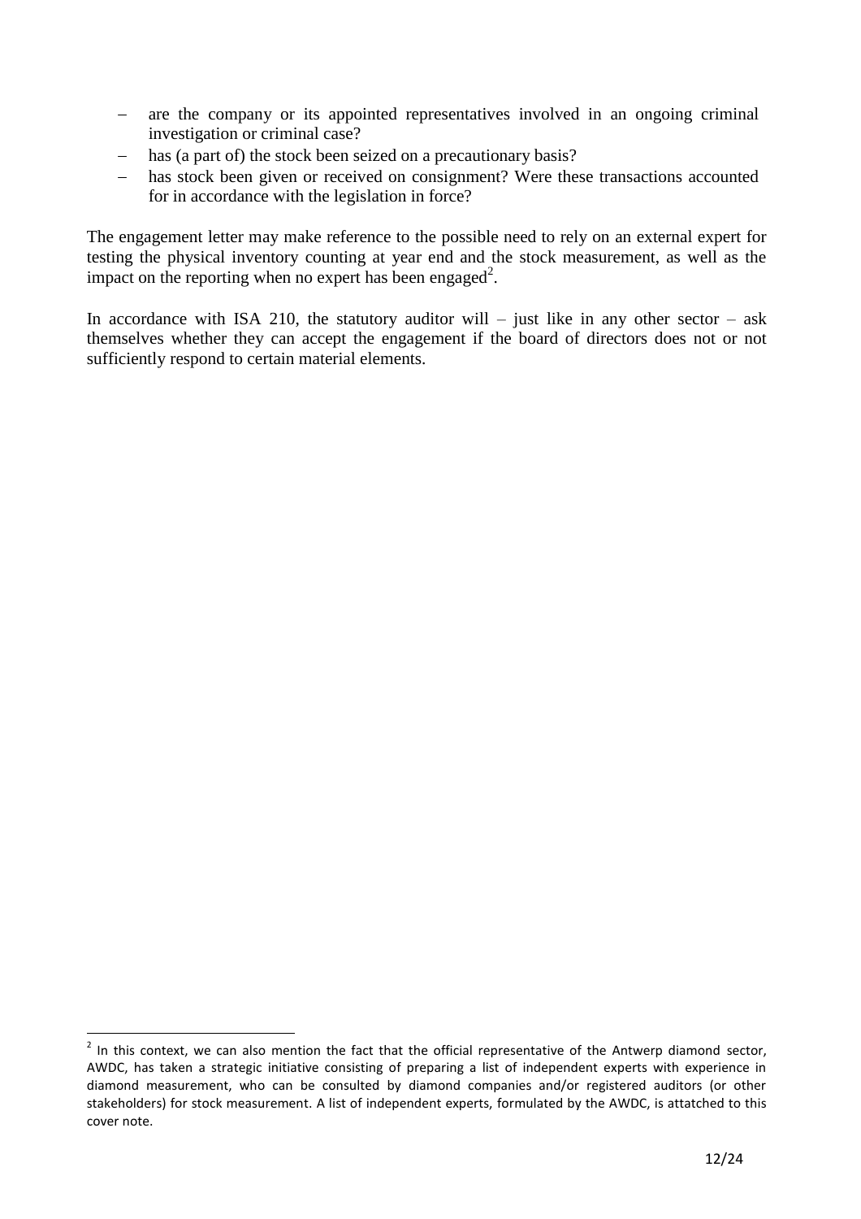- are the company or its appointed representatives involved in an ongoing criminal investigation or criminal case?
- has (a part of) the stock been seized on a precautionary basis?
- has stock been given or received on consignment? Were these transactions accounted for in accordance with the legislation in force?

The engagement letter may make reference to the possible need to rely on an external expert for testing the physical inventory counting at year end and the stock measurement, as well as the impact on the reporting when no expert has been engaged[2].

In accordance with ISA 210, the statutory auditor will – just like in any other sector – ask themselves whether they can accept the engagement if the board of directors does not or not sufficiently respond to certain material elements.

---

[2] In this context, we can also mention the fact that the official representative of the Antwerp diamond sector, AWDC, has taken a strategic initiative consisting of preparing a list of independent experts with experience in diamond measurement, who can be consulted by diamond companies and/or registered auditors (or other stakeholders) for stock measurement. A list of independent experts, formulated by the AWDC, is attatched to this cover note.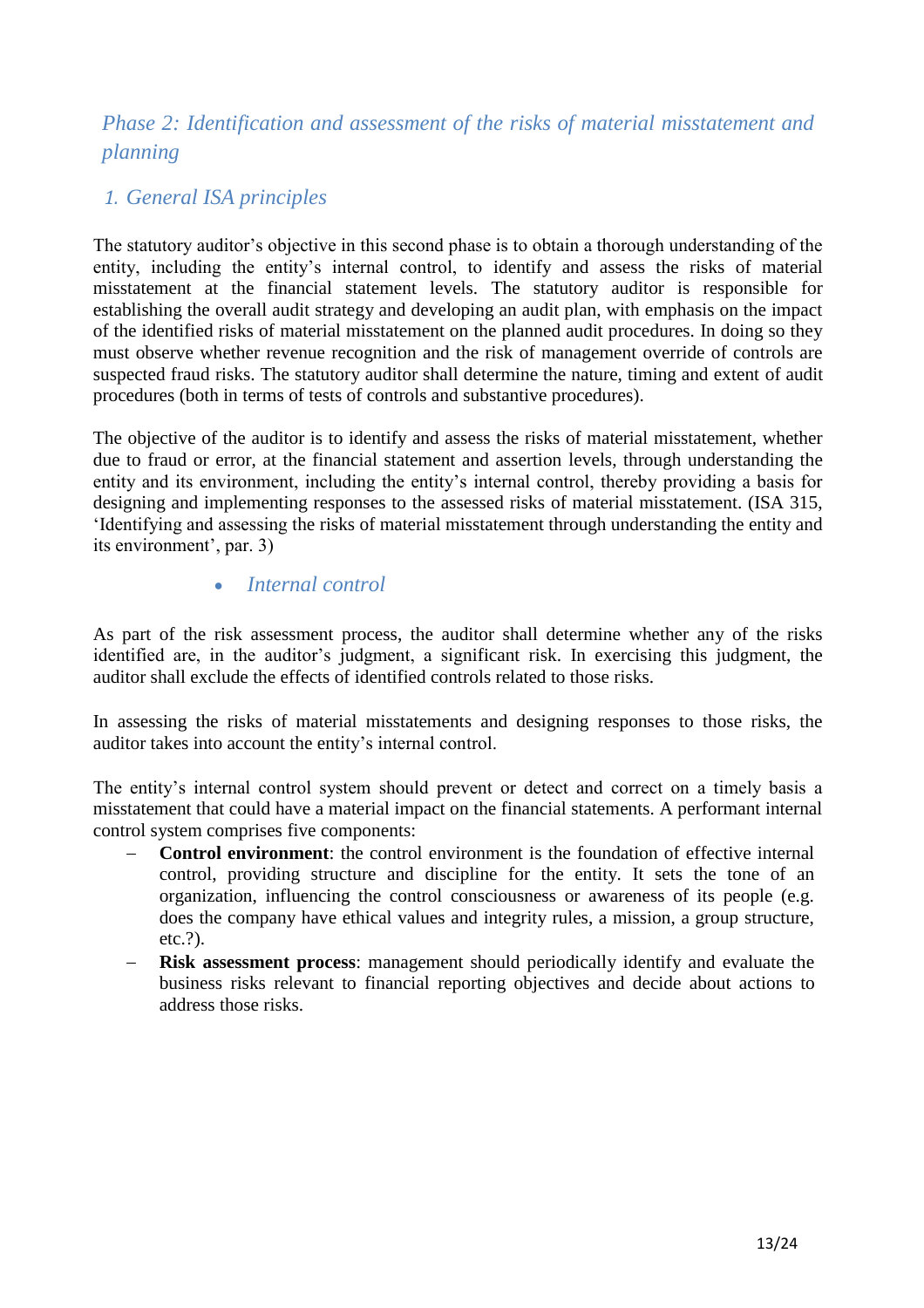## *Phase 2: Identification and assessment of the risks of material misstatement and planning*

### *1. General ISA principles*

The statutory auditor's objective in this second phase is to obtain a thorough understanding of the entity, including the entity's internal control, to identify and assess the risks of material misstatement at the financial statement levels. The statutory auditor is responsible for establishing the overall audit strategy and developing an audit plan, with emphasis on the impact of the identified risks of material misstatement on the planned audit procedures. In doing so they must observe whether revenue recognition and the risk of management override of controls are suspected fraud risks. The statutory auditor shall determine the nature, timing and extent of audit procedures (both in terms of tests of controls and substantive procedures).

The objective of the auditor is to identify and assess the risks of material misstatement, whether due to fraud or error, at the financial statement and assertion levels, through understanding the entity and its environment, including the entity's internal control, thereby providing a basis for designing and implementing responses to the assessed risks of material misstatement. (ISA 315, 'Identifying and assessing the risks of material misstatement through understanding the entity and its environment', par. 3)

- *Internal control*

As part of the risk assessment process, the auditor shall determine whether any of the risks identified are, in the auditor's judgment, a significant risk. In exercising this judgment, the auditor shall exclude the effects of identified controls related to those risks.

In assessing the risks of material misstatements and designing responses to those risks, the auditor takes into account the entity's internal control.

The entity's internal control system should prevent or detect and correct on a timely basis a misstatement that could have a material impact on the financial statements. A performant internal control system comprises five components:

- **Control environment**: the control environment is the foundation of effective internal control, providing structure and discipline for the entity. It sets the tone of an organization, influencing the control consciousness or awareness of its people (e.g. does the company have ethical values and integrity rules, a mission, a group structure, etc.?).
- **Risk assessment process**: management should periodically identify and evaluate the business risks relevant to financial reporting objectives and decide about actions to address those risks.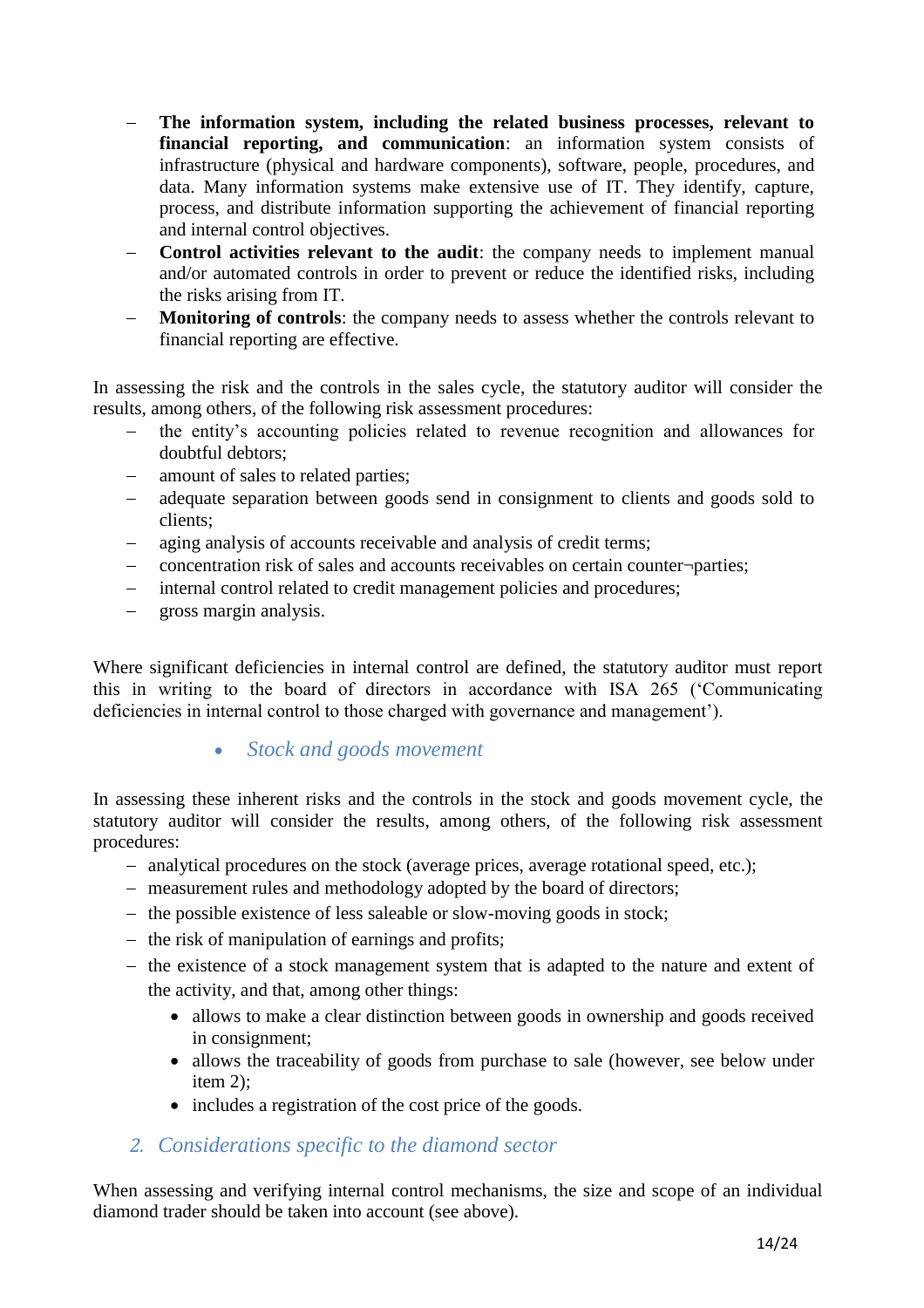- **The information system, including the related business processes, relevant to financial reporting, and communication**: an information system consists of infrastructure (physical and hardware components), software, people, procedures, and data. Many information systems make extensive use of IT. They identify, capture, process, and distribute information supporting the achievement of financial reporting and internal control objectives.
- **Control activities relevant to the audit**: the company needs to implement manual and/or automated controls in order to prevent or reduce the identified risks, including the risks arising from IT.
- **Monitoring of controls**: the company needs to assess whether the controls relevant to financial reporting are effective.

In assessing the risk and the controls in the sales cycle, the statutory auditor will consider the results, among others, of the following risk assessment procedures:

- the entity's accounting policies related to revenue recognition and allowances for doubtful debtors;
- amount of sales to related parties;
- adequate separation between goods send in consignment to clients and goods sold to clients;
- aging analysis of accounts receivable and analysis of credit terms;
- concentration risk of sales and accounts receivables on certain counter¬parties;
- internal control related to credit management policies and procedures;
- gross margin analysis.

Where significant deficiencies in internal control are defined, the statutory auditor must report this in writing to the board of directors in accordance with ISA 265 ('Communicating deficiencies in internal control to those charged with governance and management').

- *Stock and goods movement*

In assessing these inherent risks and the controls in the stock and goods movement cycle, the statutory auditor will consider the results, among others, of the following risk assessment procedures:

- analytical procedures on the stock (average prices, average rotational speed, etc.);
- measurement rules and methodology adopted by the board of directors;
- the possible existence of less saleable or slow-moving goods in stock;
- the risk of manipulation of earnings and profits;
- the existence of a stock management system that is adapted to the nature and extent of the activity, and that, among other things:
  - allows to make a clear distinction between goods in ownership and goods received in consignment;
  - allows the traceability of goods from purchase to sale (however, see below under item 2);
  - includes a registration of the cost price of the goods.

## 2. *Considerations specific to the diamond sector*

When assessing and verifying internal control mechanisms, the size and scope of an individual diamond trader should be taken into account (see above).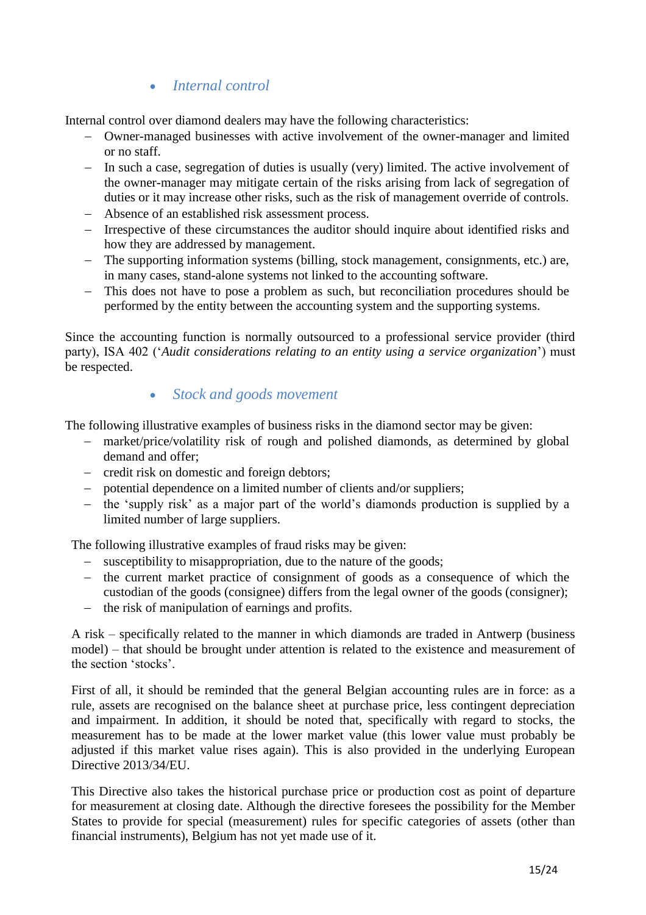- *Internal control*

Internal control over diamond dealers may have the following characteristics:

- Owner-managed businesses with active involvement of the owner-manager and limited or no staff.
- In such a case, segregation of duties is usually (very) limited. The active involvement of the owner-manager may mitigate certain of the risks arising from lack of segregation of duties or it may increase other risks, such as the risk of management override of controls.
- Absence of an established risk assessment process.
- Irrespective of these circumstances the auditor should inquire about identified risks and how they are addressed by management.
- The supporting information systems (billing, stock management, consignments, etc.) are, in many cases, stand-alone systems not linked to the accounting software.
- This does not have to pose a problem as such, but reconciliation procedures should be performed by the entity between the accounting system and the supporting systems.

Since the accounting function is normally outsourced to a professional service provider (third party), ISA 402 (‘*Audit considerations relating to an entity using a service organization*’) must be respected.

- *Stock and goods movement*

The following illustrative examples of business risks in the diamond sector may be given:

- market/price/volatility risk of rough and polished diamonds, as determined by global demand and offer;
- credit risk on domestic and foreign debtors;
- potential dependence on a limited number of clients and/or suppliers;
- the ‘supply risk’ as a major part of the world’s diamonds production is supplied by a limited number of large suppliers.

The following illustrative examples of fraud risks may be given:

- susceptibility to misappropriation, due to the nature of the goods;
- the current market practice of consignment of goods as a consequence of which the custodian of the goods (consignee) differs from the legal owner of the goods (consigner);
- the risk of manipulation of earnings and profits.

A risk – specifically related to the manner in which diamonds are traded in Antwerp (business model) – that should be brought under attention is related to the existence and measurement of the section ‘stocks’.

First of all, it should be reminded that the general Belgian accounting rules are in force: as a rule, assets are recognised on the balance sheet at purchase price, less contingent depreciation and impairment. In addition, it should be noted that, specifically with regard to stocks, the measurement has to be made at the lower market value (this lower value must probably be adjusted if this market value rises again). This is also provided in the underlying European Directive 2013/34/EU.

This Directive also takes the historical purchase price or production cost as point of departure for measurement at closing date. Although the directive foresees the possibility for the Member States to provide for special (measurement) rules for specific categories of assets (other than financial instruments), Belgium has not yet made use of it.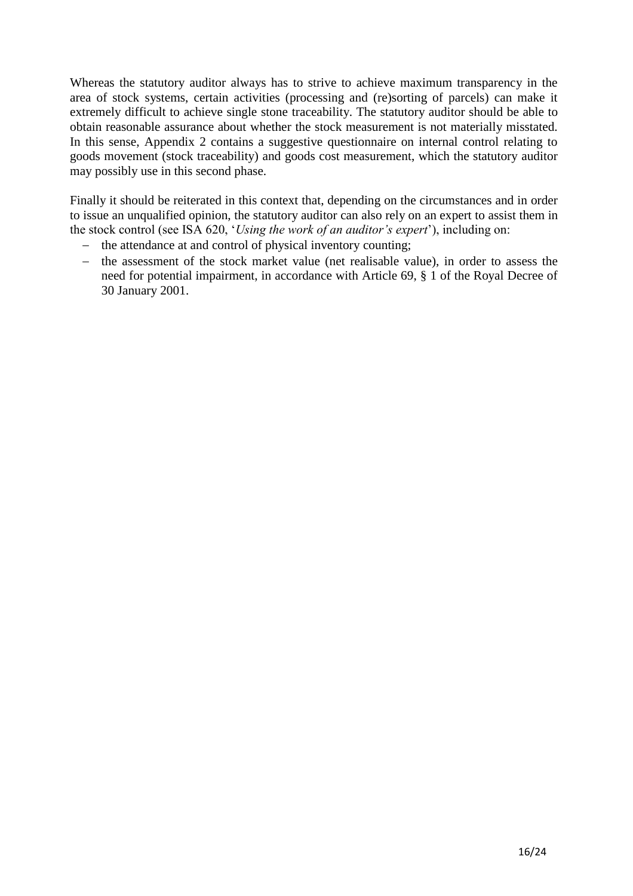Whereas the statutory auditor always has to strive to achieve maximum transparency in the area of stock systems, certain activities (processing and (re)sorting of parcels) can make it extremely difficult to achieve single stone traceability. The statutory auditor should be able to obtain reasonable assurance about whether the stock measurement is not materially misstated. In this sense, Appendix 2 contains a suggestive questionnaire on internal control relating to goods movement (stock traceability) and goods cost measurement, which the statutory auditor may possibly use in this second phase.

Finally it should be reiterated in this context that, depending on the circumstances and in order to issue an unqualified opinion, the statutory auditor can also rely on an expert to assist them in the stock control (see ISA 620, '*Using the work of an auditor's expert*'), including on:

- the attendance at and control of physical inventory counting;
- the assessment of the stock market value (net realisable value), in order to assess the need for potential impairment, in accordance with Article 69, § 1 of the Royal Decree of 30 January 2001.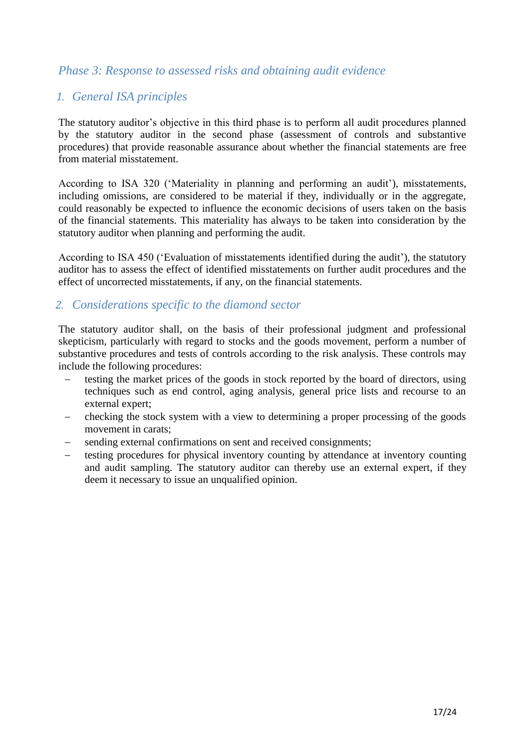## *Phase 3: Response to assessed risks and obtaining audit evidence*

### *1. General ISA principles*

The statutory auditor's objective in this third phase is to perform all audit procedures planned by the statutory auditor in the second phase (assessment of controls and substantive procedures) that provide reasonable assurance about whether the financial statements are free from material misstatement.

According to ISA 320 ('Materiality in planning and performing an audit'), misstatements, including omissions, are considered to be material if they, individually or in the aggregate, could reasonably be expected to influence the economic decisions of users taken on the basis of the financial statements. This materiality has always to be taken into consideration by the statutory auditor when planning and performing the audit.

According to ISA 450 ('Evaluation of misstatements identified during the audit'), the statutory auditor has to assess the effect of identified misstatements on further audit procedures and the effect of uncorrected misstatements, if any, on the financial statements.

### *2. Considerations specific to the diamond sector*

The statutory auditor shall, on the basis of their professional judgment and professional skepticism, particularly with regard to stocks and the goods movement, perform a number of substantive procedures and tests of controls according to the risk analysis. These controls may include the following procedures:

- testing the market prices of the goods in stock reported by the board of directors, using techniques such as end control, aging analysis, general price lists and recourse to an external expert;
- checking the stock system with a view to determining a proper processing of the goods movement in carats;
- sending external confirmations on sent and received consignments;
- testing procedures for physical inventory counting by attendance at inventory counting and audit sampling. The statutory auditor can thereby use an external expert, if they deem it necessary to issue an unqualified opinion.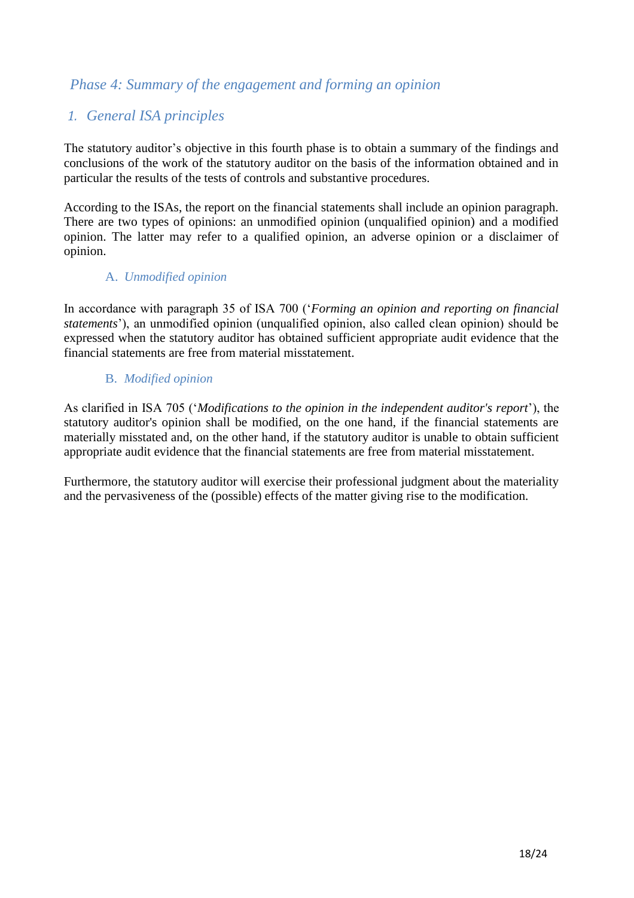## *Phase 4: Summary of the engagement and forming an opinion*

### *1. General ISA principles*

The statutory auditor's objective in this fourth phase is to obtain a summary of the findings and conclusions of the work of the statutory auditor on the basis of the information obtained and in particular the results of the tests of controls and substantive procedures.

According to the ISAs, the report on the financial statements shall include an opinion paragraph. There are two types of opinions: an unmodified opinion (unqualified opinion) and a modified opinion. The latter may refer to a qualified opinion, an adverse opinion or a disclaimer of opinion.

#### A. *Unmodified opinion*

In accordance with paragraph 35 of ISA 700 ('*Forming an opinion and reporting on financial statements*'), an unmodified opinion (unqualified opinion, also called clean opinion) should be expressed when the statutory auditor has obtained sufficient appropriate audit evidence that the financial statements are free from material misstatement.

#### B. *Modified opinion*

As clarified in ISA 705 ('*Modifications to the opinion in the independent auditor's report*'), the statutory auditor's opinion shall be modified, on the one hand, if the financial statements are materially misstated and, on the other hand, if the statutory auditor is unable to obtain sufficient appropriate audit evidence that the financial statements are free from material misstatement.

Furthermore, the statutory auditor will exercise their professional judgment about the materiality and the pervasiveness of the (possible) effects of the matter giving rise to the modification.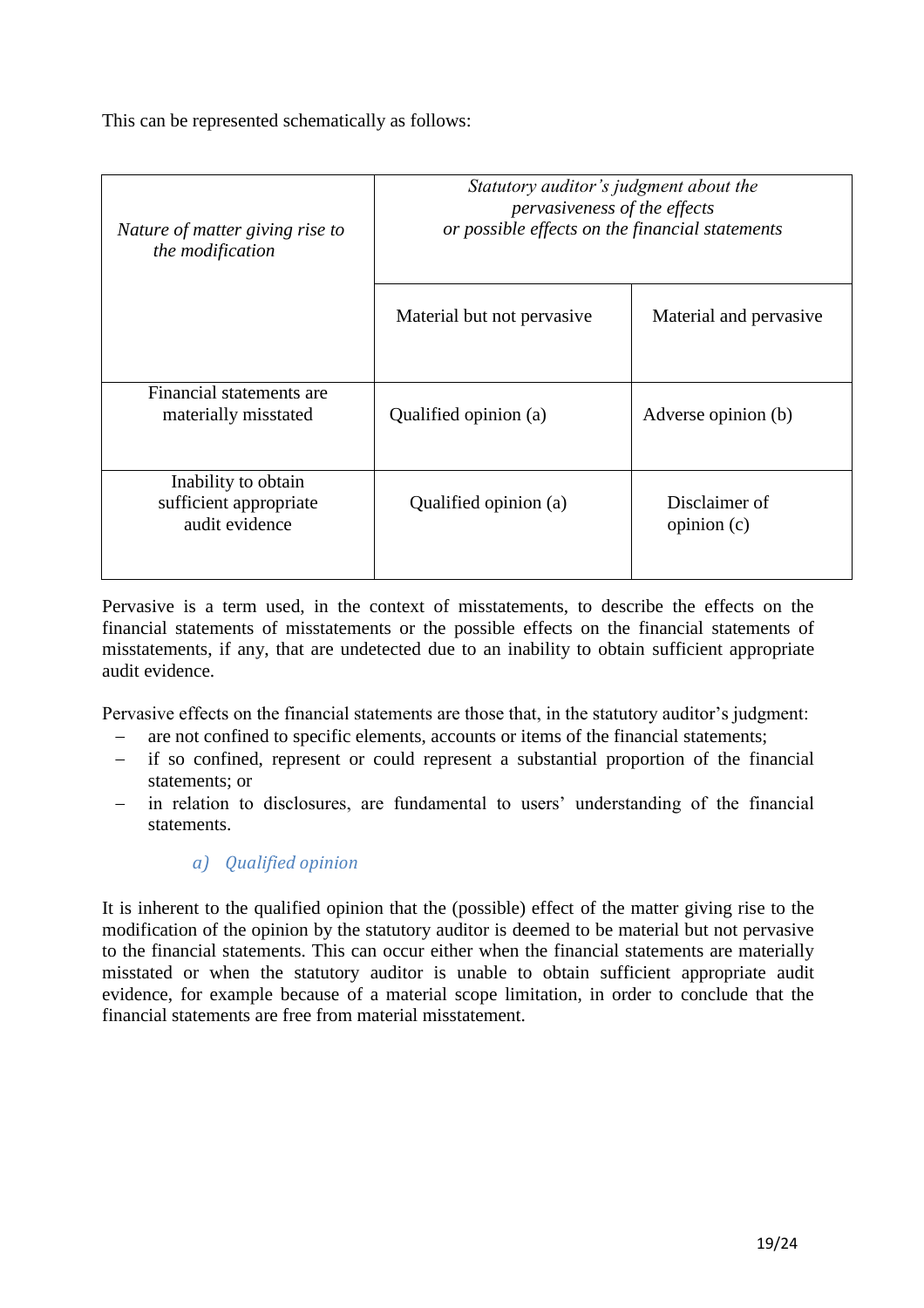This can be represented schematically as follows:

| *Nature of matter giving rise to the modification* | *Statutory auditor's judgment about the pervasiveness of the effects or possible effects on the financial statements* | |
|---|---|---|
| | Material but not pervasive | Material and pervasive |
| Financial statements are materially misstated | Qualified opinion (a) | Adverse opinion (b) |
| Inability to obtain sufficient appropriate audit evidence | Qualified opinion (a) | Disclaimer of opinion (c) |

Pervasive is a term used, in the context of misstatements, to describe the effects on the financial statements of misstatements or the possible effects on the financial statements of misstatements, if any, that are undetected due to an inability to obtain sufficient appropriate audit evidence.

Pervasive effects on the financial statements are those that, in the statutory auditor's judgment:

- are not confined to specific elements, accounts or items of the financial statements;
- if so confined, represent or could represent a substantial proportion of the financial statements; or
- in relation to disclosures, are fundamental to users' understanding of the financial statements.

### *a) Qualified opinion*

It is inherent to the qualified opinion that the (possible) effect of the matter giving rise to the modification of the opinion by the statutory auditor is deemed to be material but not pervasive to the financial statements. This can occur either when the financial statements are materially misstated or when the statutory auditor is unable to obtain sufficient appropriate audit evidence, for example because of a material scope limitation, in order to conclude that the financial statements are free from material misstatement.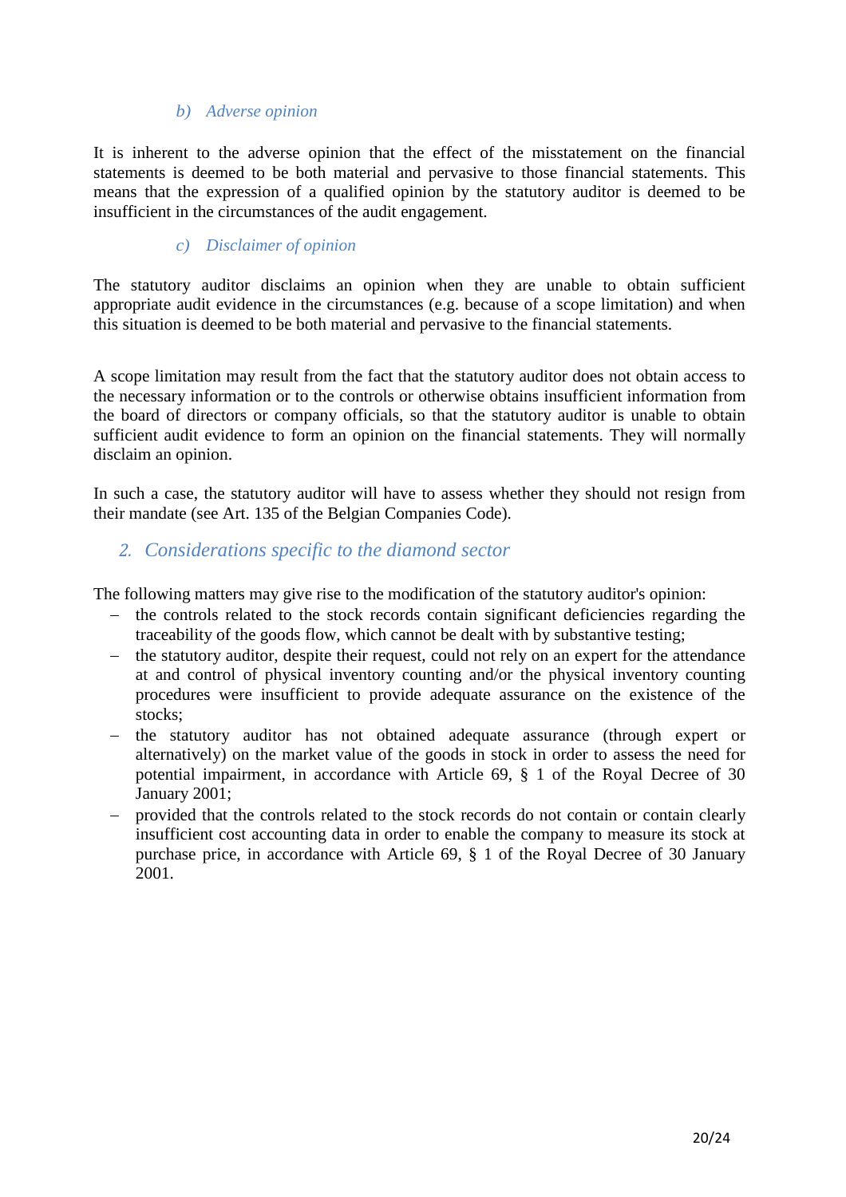#### b) *Adverse opinion*

It is inherent to the adverse opinion that the effect of the misstatement on the financial statements is deemed to be both material and pervasive to those financial statements. This means that the expression of a qualified opinion by the statutory auditor is deemed to be insufficient in the circumstances of the audit engagement.

#### c) *Disclaimer of opinion*

The statutory auditor disclaims an opinion when they are unable to obtain sufficient appropriate audit evidence in the circumstances (e.g. because of a scope limitation) and when this situation is deemed to be both material and pervasive to the financial statements.

A scope limitation may result from the fact that the statutory auditor does not obtain access to the necessary information or to the controls or otherwise obtains insufficient information from the board of directors or company officials, so that the statutory auditor is unable to obtain sufficient audit evidence to form an opinion on the financial statements. They will normally disclaim an opinion.

In such a case, the statutory auditor will have to assess whether they should not resign from their mandate (see Art. 135 of the Belgian Companies Code).

### 2. *Considerations specific to the diamond sector*

The following matters may give rise to the modification of the statutory auditor's opinion:

- the controls related to the stock records contain significant deficiencies regarding the traceability of the goods flow, which cannot be dealt with by substantive testing;
- the statutory auditor, despite their request, could not rely on an expert for the attendance at and control of physical inventory counting and/or the physical inventory counting procedures were insufficient to provide adequate assurance on the existence of the stocks;
- the statutory auditor has not obtained adequate assurance (through expert or alternatively) on the market value of the goods in stock in order to assess the need for potential impairment, in accordance with Article 69, § 1 of the Royal Decree of 30 January 2001;
- provided that the controls related to the stock records do not contain or contain clearly insufficient cost accounting data in order to enable the company to measure its stock at purchase price, in accordance with Article 69, § 1 of the Royal Decree of 30 January 2001.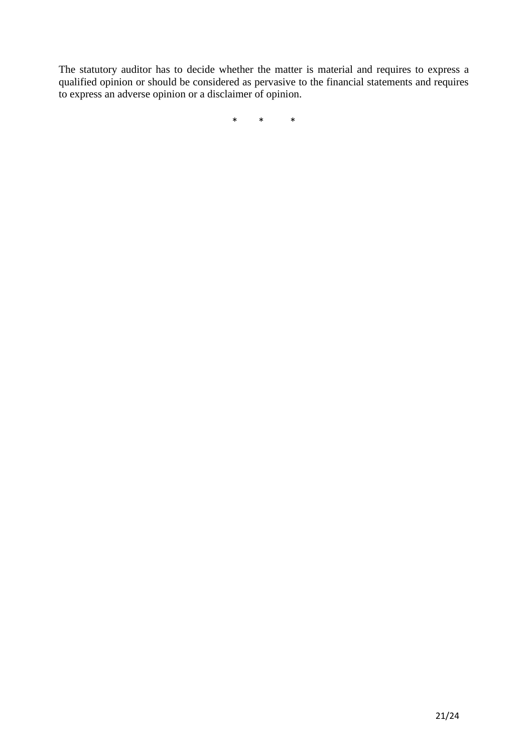The statutory auditor has to decide whether the matter is material and requires to express a qualified opinion or should be considered as pervasive to the financial statements and requires to express an adverse opinion or a disclaimer of opinion.

\*  \*  \*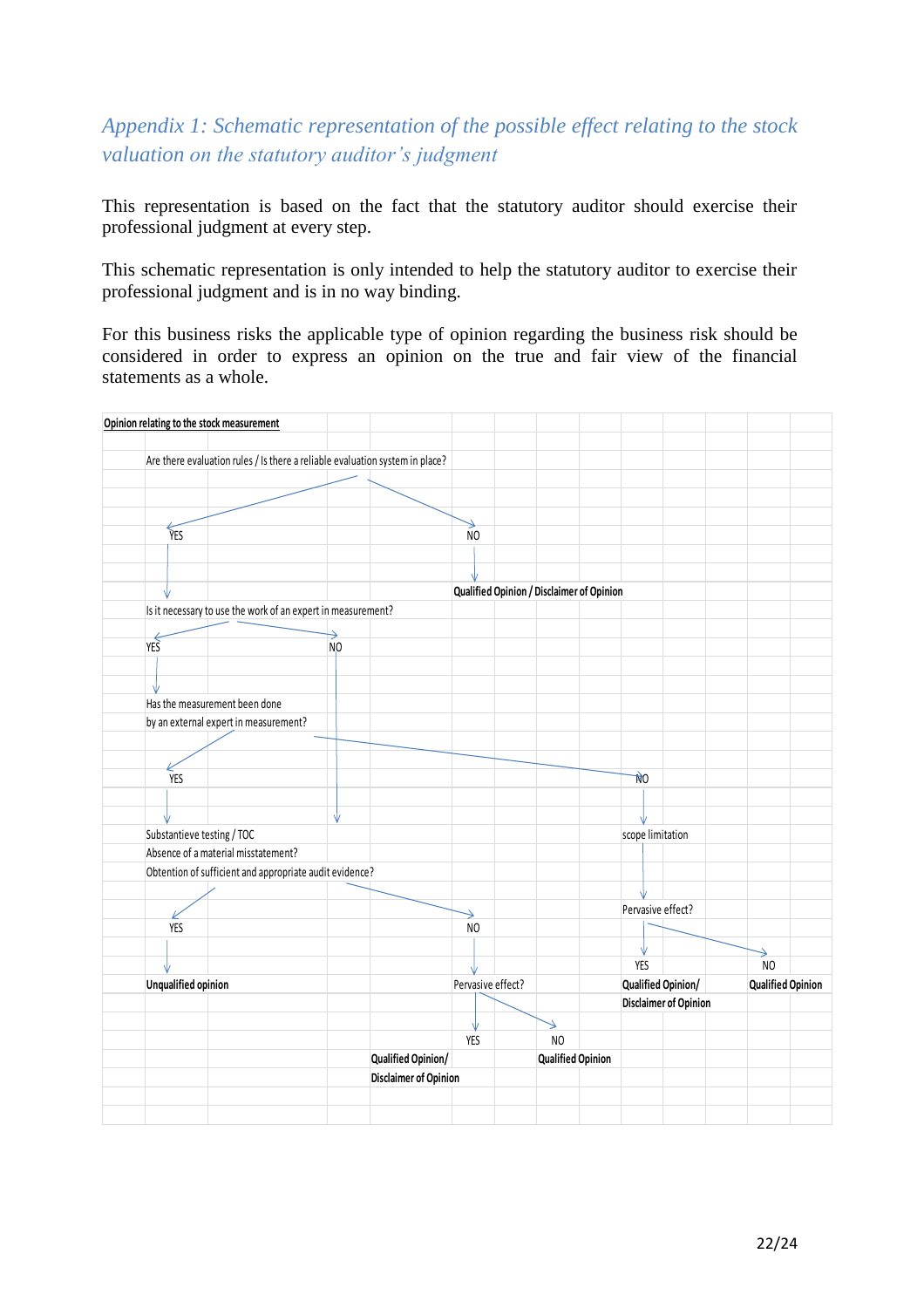## *Appendix 1: Schematic representation of the possible effect relating to the stock valuation on the statutory auditor's judgment*

This representation is based on the fact that the statutory auditor should exercise their professional judgment at every step.

This schematic representation is only intended to help the statutory auditor to exercise their professional judgment and is in no way binding.

For this business risks the applicable type of opinion regarding the business risk should be considered in order to express an opinion on the true and fair view of the financial statements as a whole.

**Opinion relating to the stock measurement**

Are there evaluation rules / Is there a reliable evaluation system in place?

- YES → Is it necessary to use the work of an expert in measurement?
  - YES → Has the measurement been done by an external expert in measurement?
    - YES → Substantieve testing / TOC; Absence of a material misstatement? Obtention of sufficient and appropriate audit evidence?
      - YES → **Unqualified opinion**
      - NO → Pervasive effect?
        - YES → **Qualified Opinion/ Disclaimer of Opinion**
        - NO → **Qualified Opinion**
    - NO → scope limitation → Pervasive effect?
      - YES → **Qualified Opinion/ Disclaimer of Opinion**
      - NO → **Qualified Opinion**
  - NO → Substantieve testing / TOC; Absence of a material misstatement? Obtention of sufficient and appropriate audit evidence?
- NO → **Qualified Opinion / Disclaimer of Opinion**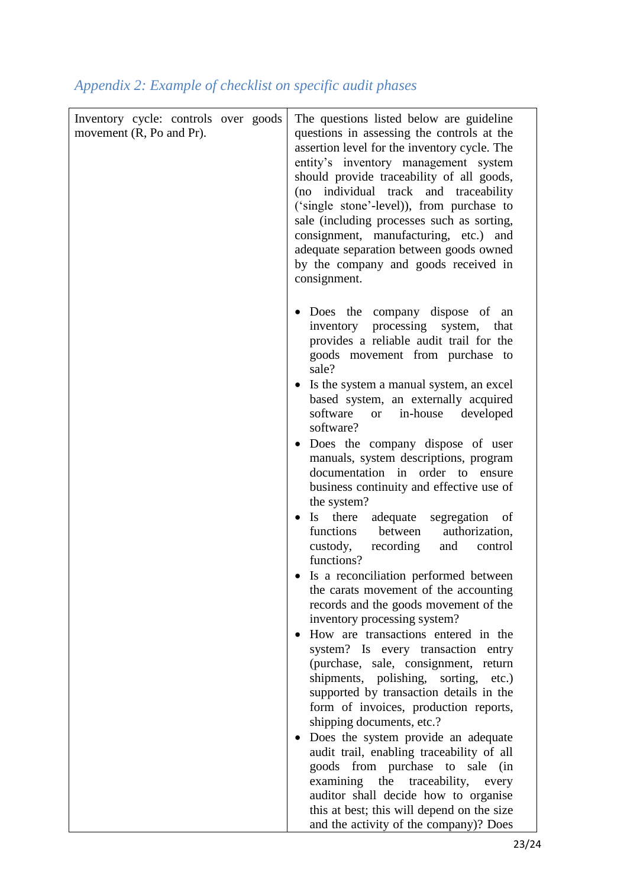*Appendix 2: Example of checklist on specific audit phases*

| Inventory cycle: controls over goods movement (R, Po and Pr). | The questions listed below are guideline questions in assessing the controls at the assertion level for the inventory cycle. The entity's inventory management system should provide traceability of all goods, (no individual track and traceability ('single stone'-level)), from purchase to sale (including processes such as sorting, consignment, manufacturing, etc.) and adequate separation between goods owned by the company and goods received in consignment.<br><br>• Does the company dispose of an inventory processing system, that provides a reliable audit trail for the goods movement from purchase to sale?<br>• Is the system a manual system, an excel based system, an externally acquired software or in-house developed software?<br>• Does the company dispose of user manuals, system descriptions, program documentation in order to ensure business continuity and effective use of the system?<br>• Is there adequate segregation of functions between authorization, custody, recording and control functions?<br>• Is a reconciliation performed between the carats movement of the accounting records and the goods movement of the inventory processing system?<br>• How are transactions entered in the system? Is every transaction entry (purchase, sale, consignment, return shipments, polishing, sorting, etc.) supported by transaction details in the form of invoices, production reports, shipping documents, etc.?<br>• Does the system provide an adequate audit trail, enabling traceability of all goods from purchase to sale (in examining the traceability, every auditor shall decide how to organise this at best; this will depend on the size and the activity of the company)? Does |
|---|---|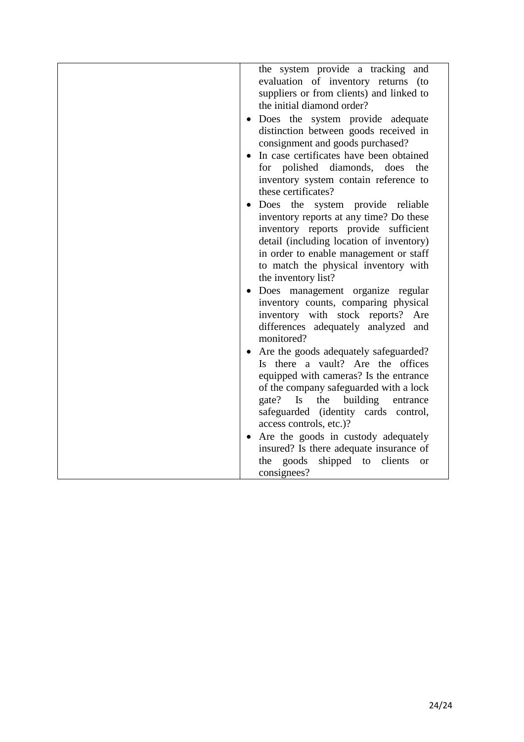| | |
|---|---|
| | the system provide a tracking and evaluation of inventory returns (to suppliers or from clients) and linked to the initial diamond order?<br>• Does the system provide adequate distinction between goods received in consignment and goods purchased?<br>• In case certificates have been obtained for polished diamonds, does the inventory system contain reference to these certificates?<br>• Does the system provide reliable inventory reports at any time? Do these inventory reports provide sufficient detail (including location of inventory) in order to enable management or staff to match the physical inventory with the inventory list?<br>• Does management organize regular inventory counts, comparing physical inventory with stock reports? Are differences adequately analyzed and monitored?<br>• Are the goods adequately safeguarded? Is there a vault? Are the offices equipped with cameras? Is the entrance of the company safeguarded with a lock gate? Is the building entrance safeguarded (identity cards control, access controls, etc.)?<br>• Are the goods in custody adequately insured? Is there adequate insurance of the goods shipped to clients or consignees? |